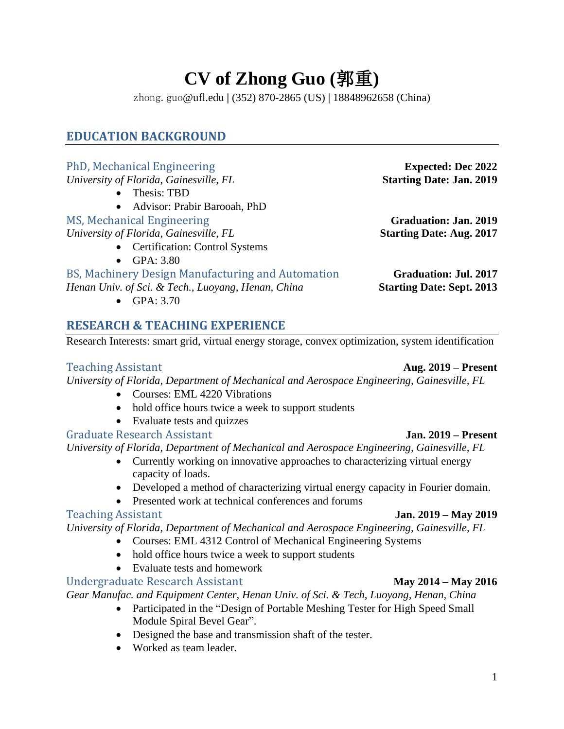# CV of Zhong Guo (郭重)

zhong. guo@ufl.edu | (352) 870-2865 (US) | 18848962658 (China)

## EDUCATION BACKGROUND

### PhD, Mechanical Engineering — **Expected: Dec 2022**

*University of Florida, Gainesville, FL* — **Starting Date: Jan. 2019**

- Thesis: TBD
- Advisor: Prabir Barooah, PhD

### MS, Mechanical Engineering — **Graduation: Jan. 2019**

*University of Florida, Gainesville, FL* — **Starting Date: Aug. 2017**

- Certification: Control Systems
- GPA: 3.80

### BS, Machinery Design Manufacturing and Automation — **Graduation: Jul. 2017**

*Henan Univ. of Sci. & Tech., Luoyang, Henan, China* — **Starting Date: Sept. 2013**

- GPA: 3.70

## RESEARCH & TEACHING EXPERIENCE

Research Interests: smart grid, virtual energy storage, convex optimization, system identification

### Teaching Assistant — **Aug. 2019 – Present**

*University of Florida, Department of Mechanical and Aerospace Engineering, Gainesville, FL*

- Courses: EML 4220 Vibrations
- hold office hours twice a week to support students
- Evaluate tests and quizzes

### Graduate Research Assistant — **Jan. 2019 – Present**

*University of Florida, Department of Mechanical and Aerospace Engineering, Gainesville, FL*

- Currently working on innovative approaches to characterizing virtual energy capacity of loads.
- Developed a method of characterizing virtual energy capacity in Fourier domain.
- Presented work at technical conferences and forums

### Teaching Assistant — **Jan. 2019 – May 2019**

*University of Florida, Department of Mechanical and Aerospace Engineering, Gainesville, FL*

- Courses: EML 4312 Control of Mechanical Engineering Systems
- hold office hours twice a week to support students
- Evaluate tests and homework

### Undergraduate Research Assistant — **May 2014 – May 2016**

*Gear Manufac. and Equipment Center, Henan Univ. of Sci. & Tech, Luoyang, Henan, China*

- Participated in the "Design of Portable Meshing Tester for High Speed Small Module Spiral Bevel Gear".
- Designed the base and transmission shaft of the tester.
- Worked as team leader.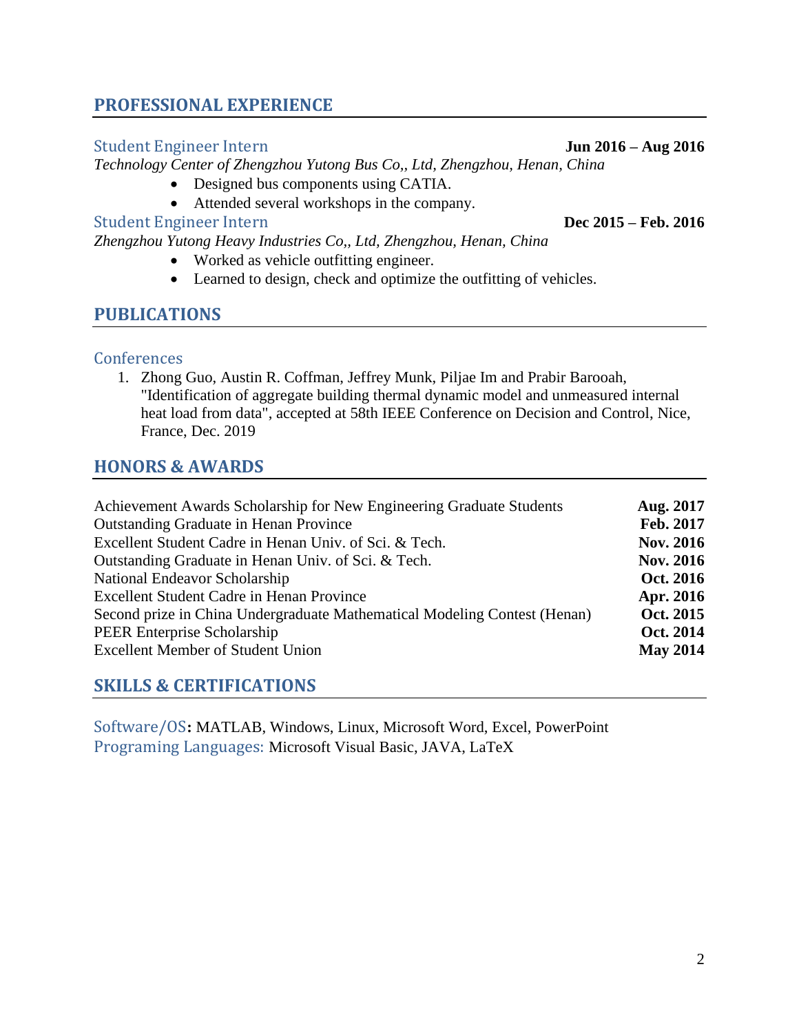## PROFESSIONAL EXPERIENCE

### Student Engineer Intern — **Jun 2016 – Aug 2016**

*Technology Center of Zhengzhou Yutong Bus Co,, Ltd, Zhengzhou, Henan, China*

- Designed bus components using CATIA.
- Attended several workshops in the company.

### Student Engineer Intern — **Dec 2015 – Feb. 2016**

*Zhengzhou Yutong Heavy Industries Co,, Ltd, Zhengzhou, Henan, China*

- Worked as vehicle outfitting engineer.
- Learned to design, check and optimize the outfitting of vehicles.

## PUBLICATIONS

### Conferences

1. Zhong Guo, Austin R. Coffman, Jeffrey Munk, Piljae Im and Prabir Barooah, "Identification of aggregate building thermal dynamic model and unmeasured internal heat load from data", accepted at 58th IEEE Conference on Decision and Control, Nice, France, Dec. 2019

## HONORS & AWARDS

| | |
|---|---|
| Achievement Awards Scholarship for New Engineering Graduate Students | **Aug. 2017** |
| Outstanding Graduate in Henan Province | **Feb. 2017** |
| Excellent Student Cadre in Henan Univ. of Sci. & Tech. | **Nov. 2016** |
| Outstanding Graduate in Henan Univ. of Sci. & Tech. | **Nov. 2016** |
| National Endeavor Scholarship | **Oct. 2016** |
| Excellent Student Cadre in Henan Province | **Apr. 2016** |
| Second prize in China Undergraduate Mathematical Modeling Contest (Henan) | **Oct. 2015** |
| PEER Enterprise Scholarship | **Oct. 2014** |
| Excellent Member of Student Union | **May 2014** |

## SKILLS & CERTIFICATIONS

Software/OS**:** MATLAB, Windows, Linux, Microsoft Word, Excel, PowerPoint
Programing Languages: Microsoft Visual Basic, JAVA, LaTeX